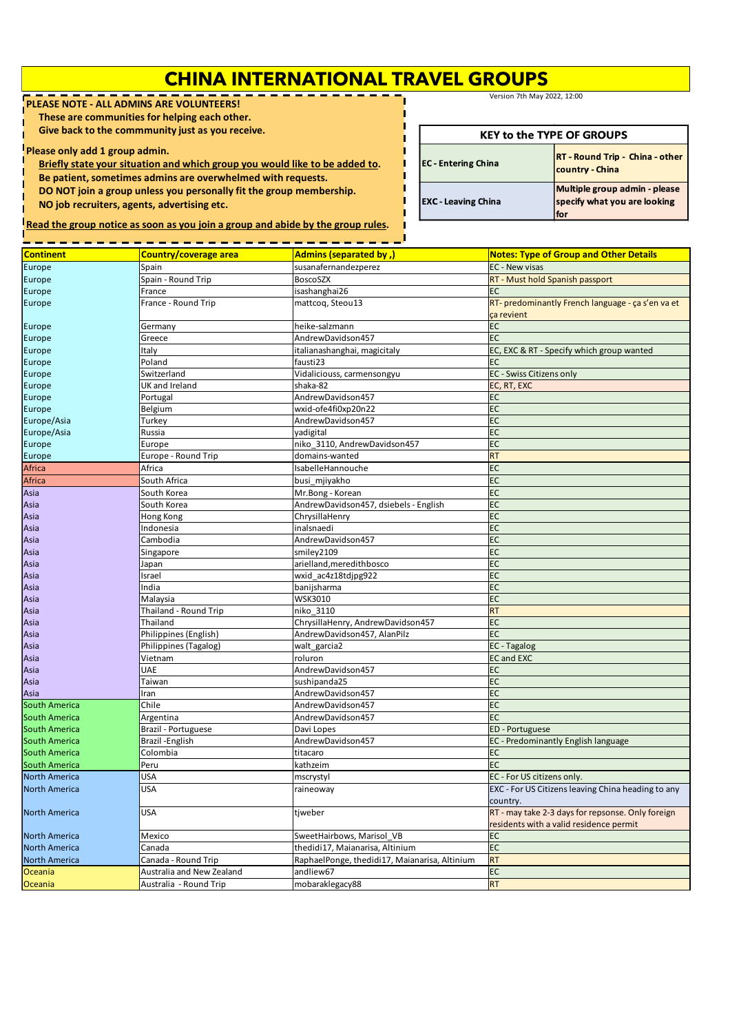# CHINA INTERNATIONAL TRAVEL GROUPS

Version 7th May 2022, 12:00

**PLEASE NOTE - ALL ADMINS ARE VOLUNTEERS!**
**These are communities for helping each other.**
**Give back to the commmunity just as you receive.**

**Please only add 1 group admin.**
**Briefly state your situation and which group you would like to be added to.**
**Be patient, sometimes admins are overwhelmed with requests.**
**DO NOT join a group unless you personally fit the group membership.**
**NO job recruiters, agents, advertising etc.**

**Read the group notice as soon as you join a group and abide by the group rules.**

| KEY to the TYPE OF GROUPS | |
|---|---|
| EC - Entering China | RT - Round Trip - China - other country - China |
| EXC - Leaving China | Multiple group admin - please specify what you are looking for |

| Continent | Country/coverage area | Admins (separated by ,) | Notes: Type of Group and Other Details |
|---|---|---|---|
| Europe | Spain | susanafernandezperez | EC - New visas |
| Europe | Spain - Round Trip | BoscoSZX | RT - Must hold Spanish passport |
| Europe | France | isashanghai26 | EC |
| Europe | France - Round Trip | mattcoq, Steou13 | RT- predominantly French language - ça s'en va et ça revient |
| Europe | Germany | heike-salzmann | EC |
| Europe | Greece | AndrewDavidson457 | EC |
| Europe | Italy | italianashanghai, magicitaly | EC, EXC & RT - Specify which group wanted |
| Europe | Poland | fausti23 | EC |
| Europe | Switzerland | Vidaliciouss, carmensongyu | EC - Swiss Citizens only |
| Europe | UK and Ireland | shaka-82 | EC, RT, EXC |
| Europe | Portugal | AndrewDavidson457 | EC |
| Europe | Belgium | wxid-ofe4fi0xp20n22 | EC |
| Europe/Asia | Turkey | AndrewDavidson457 | EC |
| Europe/Asia | Russia | yadigital | EC |
| Europe | Europe | niko_3110, AndrewDavidson457 | EC |
| Europe | Europe - Round Trip | domains-wanted | RT |
| Africa | Africa | IsabelleHannouche | EC |
| Africa | South Africa | busi_mjiyakho | EC |
| Asia | South Korea | Mr.Bong - Korean | EC |
| Asia | South Korea | AndrewDavidson457, dsiebels - English | EC |
| Asia | Hong Kong | ChrysillaHenry | EC |
| Asia | Indonesia | inalsnaedi | EC |
| Asia | Cambodia | AndrewDavidson457 | EC |
| Asia | Singapore | smiley2109 | EC |
| Asia | Japan | arielland,meredithbosco | EC |
| Asia | Israel | wxid_ac4z18tdjpg922 | EC |
| Asia | India | banijsharma | EC |
| Asia | Malaysia | WSK3010 | EC |
| Asia | Thailand - Round Trip | niko_3110 | RT |
| Asia | Thailand | ChrysillaHenry, AndrewDavidson457 | EC |
| Asia | Philippines (English) | AndrewDavidson457, AlanPilz | EC |
| Asia | Philippines (Tagalog) | walt_garcia2 | EC - Tagalog |
| Asia | Vietnam | roluron | EC and EXC |
| Asia | UAE | AndrewDavidson457 | EC |
| Asia | Taiwan | sushipanda25 | EC |
| Asia | Iran | AndrewDavidson457 | EC |
| South America | Chile | AndrewDavidson457 | EC |
| South America | Argentina | AndrewDavidson457 | EC |
| South America | Brazil - Portuguese | Davi Lopes | ED - Portuguese |
| South America | Brazil -English | AndrewDavidson457 | EC - Predominantly English language |
| South America | Colombia | titacaro | EC |
| South America | Peru | kathzeim | EC |
| North America | USA | mscrystyl | EC - For US citizens only. |
| North America | USA | raineoway | EXC - For US Citizens leaving China heading to any country. |
| North America | USA | tjweber | RT - may take 2-3 days for repsonse. Only foreign residents with a valid residence permit |
| North America | Mexico | SweetHairbows, Marisol_VB | EC |
| North America | Canada | thedidi17, Maianarisa, Altinium | EC |
| North America | Canada - Round Trip | RaphaelPonge, thedidi17, Maianarisa, Altinium | RT |
| Oceania | Australia and New Zealand | andliew67 | EC |
| Oceania | Australia - Round Trip | mobaraklegacy88 | RT |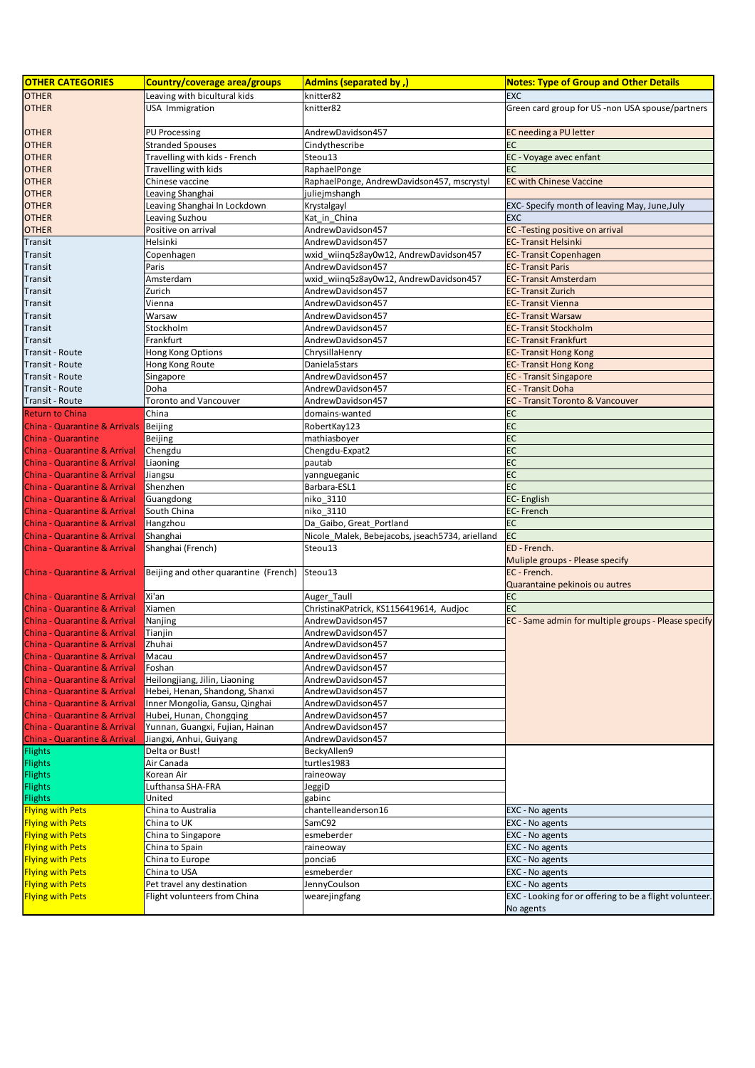| OTHER CATEGORIES | Country/coverage area/groups | Admins (separated by ,) | Notes: Type of Group and Other Details |
|---|---|---|---|
| OTHER | Leaving with bicultural kids | knitter82 | EXC |
| OTHER | USA Immigration | knitter82 | Green card group for US -non USA spouse/partners |
| OTHER | PU Processing | AndrewDavidson457 | EC needing a PU letter |
| OTHER | Stranded Spouses | Cindythescribe | EC |
| OTHER | Travelling with kids - French | Steou13 | EC - Voyage avec enfant |
| OTHER | Travelling with kids | RaphaelPonge | EC |
| OTHER | Chinese vaccine | RaphaelPonge, AndrewDavidson457, mscrystyl | EC with Chinese Vaccine |
| OTHER | Leaving Shanghai | juliejmshangh | |
| OTHER | Leaving Shanghai In Lockdown | Krystalgayl | EXC- Specify month of leaving May, June,July |
| OTHER | Leaving Suzhou | Kat_in_China | EXC |
| OTHER | Positive on arrival | AndrewDavidson457 | EC -Testing positive on arrival |
| Transit | Helsinki | AndrewDavidson457 | EC- Transit Helsinki |
| Transit | Copenhagen | wxid_wiinq5z8ay0w12, AndrewDavidson457 | EC- Transit Copenhagen |
| Transit | Paris | AndrewDavidson457 | EC- Transit Paris |
| Transit | Amsterdam | wxid_wiinq5z8ay0w12, AndrewDavidson457 | EC- Transit Amsterdam |
| Transit | Zurich | AndrewDavidson457 | EC- Transit Zurich |
| Transit | Vienna | AndrewDavidson457 | EC- Transit Vienna |
| Transit | Warsaw | AndrewDavidson457 | EC- Transit Warsaw |
| Transit | Stockholm | AndrewDavidson457 | EC- Transit Stockholm |
| Transit | Frankfurt | AndrewDavidson457 | EC- Transit Frankfurt |
| Transit - Route | Hong Kong Options | ChrysillaHenry | EC- Transit Hong Kong |
| Transit - Route | Hong Kong Route | Daniela5stars | EC- Transit Hong Kong |
| Transit - Route | Singapore | AndrewDavidson457 | EC - Transit Singapore |
| Transit - Route | Doha | AndrewDavidson457 | EC - Transit Doha |
| Transit - Route | Toronto and Vancouver | AndrewDavidson457 | EC - Transit Toronto & Vancouver |
| Return to China | China | domains-wanted | EC |
| China - Quarantine & Arrivals | Beijing | RobertKay123 | EC |
| China - Quarantine | Beijing | mathiasboyer | EC |
| China - Quarantine & Arrival | Chengdu | Chengdu-Expat2 | EC |
| China - Quarantine & Arrival | Liaoning | pautab | EC |
| China - Quarantine & Arrival | Jiangsu | yannguegeanic | EC |
| China - Quarantine & Arrival | Shenzhen | Barbara-ESL1 | EC |
| China - Quarantine & Arrival | Guangdong | niko_3110 | EC- English |
| China - Quarantine & Arrival | South China | niko_3110 | EC- French |
| China - Quarantine & Arrival | Hangzhou | Da_Gaibo, Great_Portland | EC |
| China - Quarantine & Arrival | Shanghai | Nicole_Malek, Bebejacobs, jseach5734, arielland | EC |
| China - Quarantine & Arrival | Shanghai (French) | Steou13 | ED - French. Muliple groups - Please specify |
| China - Quarantine & Arrival | Beijing and other quarantine (French) | Steou13 | EC - French. Quarantaine pekinois ou autres |
| China - Quarantine & Arrival | Xi'an | Auger_Taull | EC |
| China - Quarantine & Arrival | Xiamen | ChristinaKPatrick, KS1156419614, Audjoc | EC |
| China - Quarantine & Arrival | Nanjing | AndrewDavidson457 | EC - Same admin for multiple groups - Please specify |
| China - Quarantine & Arrival | Tianjin | AndrewDavidson457 | |
| China - Quarantine & Arrival | Zhuhai | AndrewDavidson457 | |
| China - Quarantine & Arrival | Macau | AndrewDavidson457 | |
| China - Quarantine & Arrival | Foshan | AndrewDavidson457 | |
| China - Quarantine & Arrival | Heilongjiang, Jilin, Liaoning | AndrewDavidson457 | |
| China - Quarantine & Arrival | Hebei, Henan, Shandong, Shanxi | AndrewDavidson457 | |
| China - Quarantine & Arrival | Inner Mongolia, Gansu, Qinghai | AndrewDavidson457 | |
| China - Quarantine & Arrival | Hubei, Hunan, Chongqing | AndrewDavidson457 | |
| China - Quarantine & Arrival | Yunnan, Guangxi, Fujian, Hainan | AndrewDavidson457 | |
| China - Quarantine & Arrival | Jiangxi, Anhui, Guiyang | AndrewDavidson457 | |
| Flights | Delta or Bust! | BeckyAllen9 | |
| Flights | Air Canada | turtles1983 | |
| Flights | Korean Air | raineoway | |
| Flights | Lufthansa SHA-FRA | JeggiD | |
| Flights | United | gabinc | |
| Flying with Pets | China to Australia | chantelleanderson16 | EXC - No agents |
| Flying with Pets | China to UK | SamC92 | EXC - No agents |
| Flying with Pets | China to Singapore | esmeberder | EXC - No agents |
| Flying with Pets | China to Spain | raineoway | EXC - No agents |
| Flying with Pets | China to Europe | poncia6 | EXC - No agents |
| Flying with Pets | China to USA | esmeberder | EXC - No agents |
| Flying with Pets | Pet travel any destination | JennyCoulson | EXC - No agents |
| Flying with Pets | Flight volunteers from China | wearejingfang | EXC - Looking for or offering to be a flight volunteer. No agents |